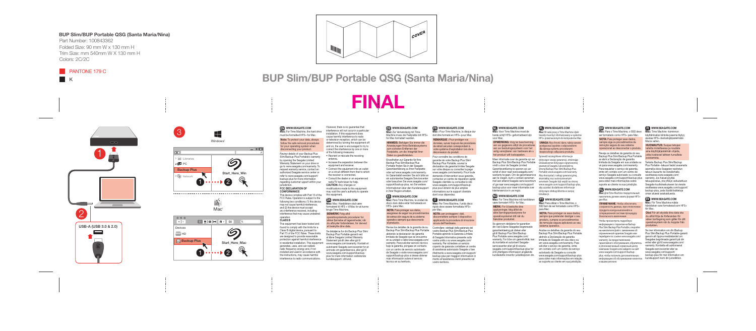# BUP Slim/BUP Portable QSG (Santa Maria/Nina)

Part Number: 100843362
Folded Size: 90 mm W x 130 mm H
Trim Size: mm 540mm W X 130 mm H
Colors: 2C/2C

PANTONE 179 C
K

COVER

# BUP Slim/BUP Portable QSG (Santa Maria/Nina)

# FINAL

1

2

USB-A (USB 3.0 & 2.0)

3

Windows®

Libraries
PC
Backup Plus
Network

Start_Here_Win

Mac®

Devices
HD
Backup Plus

Start_Here_Mac

## EN WWW.SEAGATE.COM

**Mac:** For Time Machine, the hard drive must be formatted HFS+ for Mac.

**Note:** To protect your data, always follow the safe removal procedures for your operating system when disconnecting your product.

Review details of your Backup Plus Slim/Backup Plus Portable's warranty by opening the Seagate Limited Warranty Statement on your drive or go to www.seagate.com/warranty. To request warranty service, contact an authorized Seagate service center or refer to www.seagate.com/support/backup-plus for more information regarding customer support within your jurisdiction.

**FCC DECLARATION OF CONFORMANCE**

This device complies with Part 15 of the FCC Rules. Operation is subject to the following two conditions: (1) this device may not cause harmful interference, and (2) this device must accept any interference received, including interference that may cause undesired operation.

**CLASS B**

This equipment has been tested and found to comply with the limits for a Class B digital device, pursuant to Part 15 of the FCC Rules. These limits are designed to provide reasonable protection against harmful interference in residential installation. This equipment generates, uses, and can radiate radio frequency energy and, if not installed and used in accordance with the instructions, may cause harmful interference to radio communications.

However, there is no guarantee that interference will not occur in a particular installation. If this equipment does cause harmful interference to radio or television reception, which can be determined by turning the equipment off and on, the user is encouraged to try to correct the interference by one or more of the following measures:

- Reorient or relocate the receiving antenna.
- Increase the separation between the equipment and receiver.
- Connect the equipment into an outlet on a circuit different from that to which the receiver is connected.
- Consult the dealer or an experienced radio/TV technician for help.

**CAUTION:** Any changes or modifications made to this equipment may void the user's authority to operate this equipment.

## DA WWW.SEAGATE.COM

**Mac:** Mac: Harddisken skal være formateret til HFS + til Mac for at kunne bruge Time Machine.

**BEMÆRK!** Følg altid operativsystemets procedurer for sikker fjernelse af lagerenheder, når du afbryder forbindelsen, for derved at beskytte dine data.

Se detaljerne for din Backup Plus Slim/ Backup Plus Portable-garanti ved at åbne Seagate Limited Warranty Statement på dit drev eller gå til www.seagate.com/warranty. Kontakt et autoriseret Seagate-servicecenter for at anmode om garantiservice, eller gå til www.seagate.com/support/backup-plus for mere information vedrørende kundesupport i dit land.

## DE WWW.SEAGATE.COM

**Mac:** Zur Verwendung mit Time Machine muss die Festplatte mit HFS+ für Mac formatiert werden.

**HINWEIS:** Befolgen Sie immer die Anweisungen Ihres Betriebssystems zum sicheren Entfernen der Festplatte, um die Integrität Ihrer Daten zu gewährleisten.

Einzelheiten zur Garantie für Ihre Backup Plus Slim/Backup Plus Portable finden Sie in der Seagate Garantieerklärung zu Ihrer Festplatte oder auf www.seagate.com/warranty. Im Garantiefall wenden Sie sich bitte an ein autorisiertes Seagate Servicecenter oder besuchen Sie www.seagate.com/support/backup-plus, wo Sie weitere Informationen über den Kundensupport in Ihrer Region erhalten.

## ES WWW.SEAGATE.COM

**Mac:** Para Time Machine, la unidad de disco duro debe estar formateada en HFS+ para Mac.

**NOTA:** Para proteger sus datos, asegúrese de seguir los procedimientos de extracción segura de su sistema operativo siempre que desconecte el producto.

Revise los detalles de la garantía de su Backup Plus Slim/Backup Plus Portable abriendo la declaración de garantía limitada de Seagate que se encuentra en su unidad o visite www.seagate.com/warranty. Para solicitar servicio técnico bajo la garantía, póngase en contacto con un centro de servicio autorizado de Seagate o visite www.seagate.com/support/backup-plus si desea obtener más información sobre el servicio técnico en su territorio.

## FR WWW.SEAGATE.COM

**Mac :** Pour Time Machine, le disque dur doit être formaté en HFS+ pour Mac.

**REMARQUE :** Pour protéger vos données, suivez toujours les procédures de retrait sécurisé correspondant à votre système d'exploitation lors de la déconnexion du produit.

Pour connaître les conditions de garantie de votre Backup Plus Slim/ Backup Plus Portable, ouvrez la déclaration de garantie limitée Seagate sur votre disque ou consultez la page www.seagate.com/warranty. Pour toute demande d'intervention sous garantie, contactez un centre de réparation agréé Seagate clientèle ou consultez le site www.seagate.com/support/backup-plus pour obtenir de plus amples informations sur le support clientèle dont vous dépendez.

## IT WWW.SEAGATE.COM

**Mac:** Per Time Machine, l'unità disco rigido deve essere formattata HFS+ per Mac.

**NOTA:** per proteggere i dati, disconnettere sempre il dispositivo applicando la procedura di rimozione sicura dell'hardware.

Controllare i dettagli della garanzia del vostro Backup Plus Slim/Backup Plus Portable aprendo la Garanzia Limitata di Seagate Informativa presente sulla vostra unità o su www.seagate.com/warranty. Per richiedere un servizio coperto da garanzia contattare un centro di assistenza autorizzato Seagate o fare riferimento a www.seagate.com/support/backup-plus per maggiori informazioni in merito all'assistenza clienti presente nel vostro territorio.

## NL WWW.SEAGATE.COM

**Mac:** Voor Time Machine moet de harde schijf HFS+ geformatteerd zijn voor Mac.

**OPMERKING:** Volg ter bescherming van uw gegevens altijd de procedures van uw besturingssysteem voor het veilig verwijderen van hardware als u het product wilt loskoppelen.

Meer informatie over de garantie op uw Backup Plus Slim/Backup Plus Portable vindt u door de Seagate Limited Garantieverklaring te openen op uw schijf of door naar www.seagate.com/warranty te gaan. Om de garantieservice aan te vragen, kunt u contact opnemen met een erkend Seagate-servicecentrum of ga naar www.seagate.com/support/backup-plus voor meer informatie over klantenservice in uw regio.

## NO WWW.SEAGATE.COM

**Mac:** For Time Machine må harddisken være formatert HFS+ for Mac.

**MERK:** For å beskytte dine opplysninger, følg alltid de sikre fjerningsprosedyrene for operativsystemet ditt når du frakobler produktet.

Se gjennom detaljene for garantien din ved å åpne Seagates begrensede garantierklæring på disken eller gå til Backup Plus Slim/Backup Plus Portable www.seagate.com/warranty. For å be om garantiutfør, kan du kontakte et autorisert Seagate-servicesenter eller gå til www.seagate.com/support/backup-plus for å få ytterligere informasjon angående kundestøtte innenfor jurisdiksjonen din.

## PL WWW.SEAGATE.COM

**Mac:** W razie pracy z Time Machine dysk twardy musi być sformatowany w systemie HFS+ przeznaczonym do komputerów Mac.

**UWAGA:** Aby chronić dane, należy zawsze postępować zgodnie z odpowiednimi dla danego systemu procedurami bezpiecznego odłączania produktu.

Sprawdź szczegółowe informacje dotyczące swojej gwarancji, otwierając Oświadczenie dotyczące ograniczonej gwarancji Seagate, lub przejdź na stronę Backup Plus Slim/Backup Plus Portable www.seagate.com/warranty. Aby skorzystać z usługi gwarancyjnej, skontaktuj się z autoryzowanym serwisem Seagate lub wejdź na stronę www.seagate.com/support/backup-plus, aby uzyskać dodatkowe informacje dotyczące obsługi klienta w swojej lokalizacji.

## PT WWW.SEAGATE.COM

**Mac:** Para utilizar o Time Machine, o SSD tem de ser formatado como HFS+ para Mac.

**NOTA:** Para proteger os seus dados, sempre que pretender desligar o seu produto, cumpra os procedimentos de remoção seguros aplicáveis ao seu sistema operativo.

Analise os detalhes da garantia do seu Backup Plus Slim/Backup Plus Portable abrindo a Declaração de garantia limitada da Seagate em seu disco ou em www.seagate.com/warranty. Para solicitar o serviço de garantia, entre em contato com um centro de serviço autorizado da Seagate ou consulte www.seagate.com/support/backup-plus para obter mais informações em relação ao suporte ao cliente em sua jurisdição.

## BR WWW.SEAGATE.COM

**Mac:** Para o Time Machine, o SSD deve ser formatado como HFS+ para Mac.

**NOTA:** Para proteger seus dados, sempre siga os procedimentos de remoção seguro do seu sistema operacional ao desconectar o produto.

Reveja os detalhes da garantia do seu Backup Plus Slim/Backup Plus Portable ao abrir a Declaração de garantia limitada da Seagate em sua unidade ou vá para www.seagate.com/warranty. Para requisitar o serviço de garantia, entre em contato com um centro de serviço Seagate autorizado ou consulte www.seagate.com/support/backup-plus para obter mais informações sobre suporte ao cliente na sua jurisdição.

## RU WWW.SEAGATE.COM

**Mac:** Для Time Machine переднотчный накопитель должен иметь формат HFS+ для Mac.

**ПРИМЕЧАНИЕ.** Чтобы обеспечить сохранность данных, при отключении продукта всегда выполняйте в операционной системе процедуру безопасного извлечения.

Чтобы просмотреть подробную информацию о гарантии на Backup Plus Slim/Backup Plus Portable, откройте на накопителе файл с заявлением об ограниченной гарантии Seagate или перейдите по ссылке www.seagate.com/warranty. За предоставлением гарантийного обслуживания, обратитесь в уполномоченный сервисный центр компании Seagate или зайдите на сайт www.seagate.com/support/backup-plus, чтобы получить дополнительную информацию об обслуживании клиентов в вашем регионе.

## FI WWW.SEAGATE.COM

**Mac:** Time Machine -toiminnon käyttämiseksi kiintolevyaseма täytyy alustaa HFS+-tiedostojärjestelmään Macia varten.

**HUOMAUTUS:** Suojaa tietojasi tarkalla irrotettaessa ja noudata aina käyttöjärjestelmän ohjeita, jotka koskevat laitteen turvallista poistamista.

Tarkista Backup Plus Slim/Backup Plus Portable -takuusi tiedot avaamalla asemalla oleva Seagaten rajoitetun takuun lausunto tai siirtymällä osoitteeseen www.seagate.com/warranty. Jos haluat pyytää takuupalvelua, ota yhteys valtuutettuun Seagate-huoltokeskukseen tai siirry osoitteeseen www.seagate.com/support/backup-plus, josta löydät lisätietoja omaa alueesi asiakastuesta.

## SV WWW.SEAGATE.COM

**Mac:** För Time Machine måste hårddisken vara formaterad som HFS+ för Mac.

**Obs!** För att skydda dina data ska du alltid följa de förfaranden för säker borttagning som gäller för ditt operativsystem när du kopplar från produkten.

Se mer information om din Backup Plus Slim/Backup Plus Portable-garanti genom att öppna meddelandet om Seagates begränsade garanti på din enhet eller gå till www.seagate.com/warranty. Kontakta ett auktoriserat Seagate-servicecenter eller se www.seagate.com/support/backup-plus för mer information om kundsupport inom din jurisdiktion.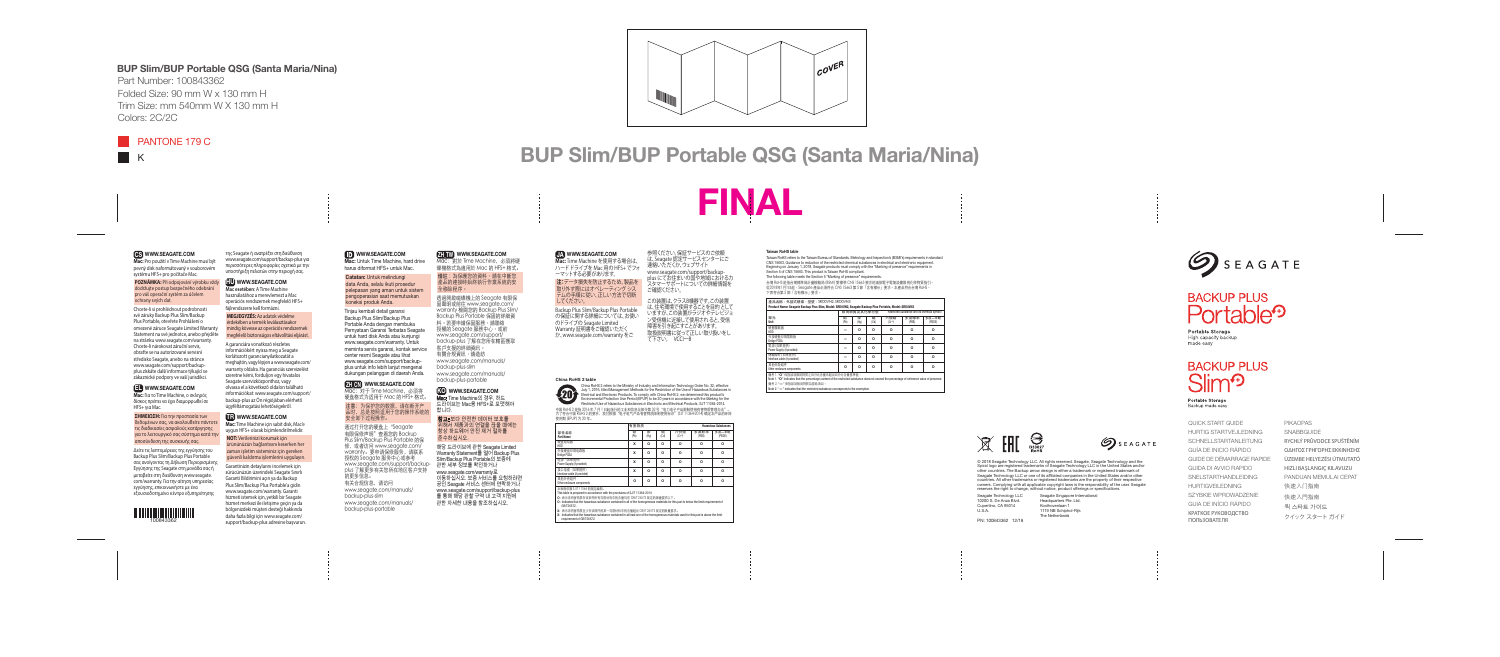## BUP Slim/BUP Portable QSG (Santa Maria/Nina)

Part Number: 100843362
Folded Size: 90 mm W x 130 mm H
Trim Size: mm 540mm W X 130 mm H
Colors: 2C/2C

PANTONE 179 C

K

# BUP Slim/BUP Portable QSG (Santa Maria/Nina)

# FINAL

COVER

### CS WWW.SEAGATE.COM

**Mac:** Pro použití s Time Machine musí být pevný disk naformátovaný v souborovém systému HFS+ pro počítače Mac.

**POZNÁMKA:** Při odpojování výrobku vždy dodržujte postup bezpečného odebrání pro váš operační systém za účelem ochrany vašich dat.

Chcete-li si prohlédnout podrobnosti své záruky Backup Plus Slim/Backup Plus Portable, otevřete Prohlášení o omezené záruce Seagate Limited Warranty Statement na své jednotce, anebo přejděte na stránku www.seagate.com/warranty. Chcete-li nahlásit záruční servis, obraťte se na autorizované servisní středisko Seagate, anebo na stránce www.seagate.com/support/backup-plus získáte další informace týkající se zákaznické podpory ve vaší jurisdikci.

### EL WWW.SEAGATE.COM

**Mac:** Για το Time Machine, ο σκληρός δίσκος πρέπει να έχει διαμορφωθεί σε HFS+ για Mac.

**ΣΗΜΕΙΩΣΗ:** Για την προστασία των δεδομένων σας, να ακολουθείτε πάντοτε τις διαδικασίες ασφαλούς κατάργησης για το λειτουργικό σας σύστημα κατά την αποσύνδεση της συσκευής σας.

Διαβάστε τη δήλωση περιορισμένης εγγύησης της Seagate στη μονάδα σας ή μεταβείτε στη διεύθυνση www.seagate.com/warranty για την περιορισμένη εγγύηση σας. Για αίτηση εξυπηρέτησης εγγύησης, επικοινωνήστε με ένα εξουσιοδοτημένο κέντρο εξυπηρέτησης της Seagate ή ανατρέξτε στη διεύθυνση www.seagate.com/support/backup-plus για περισσότερες πληροφορίες σχετικά με την υποστήριξη πελατών στην περιοχή σας.

100843362

### HU WWW.SEAGATE.COM

**Mac esetében:** A Time Machine használatához a merevlemezt a Mac operációs rendszerhez megfelelő HFS+ fájlrendszerre kell formázni.

**MEGJEGYZÉS:** Az adatok védelme érdekében a termék leválasztásakor mindig kövesse az operációs rendszernek megfelelő biztonságos eltávolítási eljárást.

A garanciára vonatkozó részletes információkért nyissa meg a Seagate korlátozott garancianyilatkozatát a meghajtón, vagy látogasson el a www.seagate.com/warranty oldalra. Ha garanciális szervizelést szeretne kérni, forduljon egy hivatalos Seagate szervizközponthoz, vagy olvassa el a következő oldalon található információkat: www.seagate.com/support/backup-plus az Ön régiójában elérhető ügyfélszolgáltatás lehetőségeiről.

### TR WWW.SEAGATE.COM

**Mac:** Time Machine için sabit disk, Mac'e uygun HFS+ olarak biçimlendirilmelidir.

**NOT:** Verilerinizi korumak için ürününüzün bağlantısını keserken her zaman işletim sisteminiz için güvenli donanım kaldırma işlemlerini uygulayın.

Garantinizin detaylarını incelemek için sürücünüzde kaydedilen Seagate Sınırlı Garanti Bildirimini açın ya da Backup Plus Slim/Backup Plus Portable'a gidin www.seagate.com/warranty. Garanti hizmeti istemek için, yetkili bir Seagate hizmet merkezi ile iletişime geçin ya da bölgenizdeki müşteri desteği hakkında daha fazla bilgi için www.seagate.com/support/backup-plus adresine başvurun.

### ID WWW.SEAGATE.COM

**Mac:** Untuk Time Machine, hard drive harus diformat HFS+ untuk Mac.

**Catatan:** Untuk melindungi data Anda, selalu ikuti prosedur pelepasan yang aman untuk sistem pengoperasian saat memutuskan koneksi produk Anda.

Tinjau kembali detail garansi Backup Plus Slim/Backup Plus Portable Anda dengan membuka Pernyataan Garansi Terbatas Seagate untuk hard disk Anda atau kunjungi www.seagate.com/warranty. Untuk meminta servis garansi, kontak service center resmi Seagate atau lihat www.seagate.com/support/backup-plus untuk info lebih lanjut mengenai dukungan pelanggan di daerah Anda.

### ZH_CN WWW.SEAGATE.COM

MAC：对于 Time Machine，必须将硬盘格式化为适用于 Mac 的 HFS+ 格式。

注意：为保护您的数据，请在断开产品时，总是按照适用于您的操作系统的安全移除过程操作。

通过打开您的硬盘上"Seagate 有限保修声明"查看您的 Backup Plus Slim/Backup Plus Portable 的保修，或者访问 www.seagate.com/warranty。要申请保修服务，请联系授权的 Seagate 服务中心，或者参考 www.seagate.com/support/backup-plus 了解更多有关您所在地区客户支持的更多信息。

有关全部信息，请访问 www.seagate.com/manuals/backup-plus-slim www.seagate.com/manuals/backup-plus-portable

### ZH_TW WWW.SEAGATE.COM

MAC：對於 Time Machine，必須將硬碟格式化為適用於 Mac 的 HFS+ 格式。

備註：為保護您的資料，請在中斷您產品連接時務必依照作業系統的安全移除程序。

透過開啟磁碟機上的 Seagate 有限保固聲明或前往 www.seagate.com/warranty 檢閱您的 Backup Plus Slim/Backup Plus Portable 保固詳細資料。若要申請保固服務，請聯絡授權的 Seagate 服務中心，或前往 www.seagate.com/support/backup-plus 了解有您所在地區客戶支援的更多資訊。

如需完整資訊，請造訪 www.seagate.com/manuals/backup-plus-slim www.seagate.com/manuals/backup-plus-portable

### KO WWW.SEAGATE.COM

**Mac:** Time Machine의 경우, 하드 드라이브를 Mac용 HFS+로 포맷해야 합니다.

**참고:** 데이터 안전한 데이터 보호를 위해서 제품과의 연결을 끊을 때에는 항상 운영체제의 안전 제거 절차를 준수하십시오.

해당 드라이브에서 관련 Seagate Limited Warranty Statement를 열어 Backup Plus Slim/Backup Plus Portable의 보증에 관한 세부 정보를 확인하거나 www.seagate.com/warranty로 이동하십시오. 보증 서비스를 요청하려면 공인 Seagate 서비스 센터에 연락하거나 www.seagate.com/support/backup-plus를 통해 해당 관할 구역 내 고객 지원에 관한 자세한 내용을 참조하십시오.

### JA WWW.SEAGATE.COM

**Mac:** Time Machine を使用する場合は、ハードドライブを Mac 用の HFS+ でフォーマットする必要があります。

**注：**データ損失を防止するため、製品を取り外す際にはオペレーティングシステムの手順に従い、正しい方法で切断してください。

Backup Plus Slim/Backup Plus Portable の保証に関する詳細については、お使いのドライブの Seagate Limited Warranty 証明書をご確認いただくか、www.seagate.com/warranty をご参照ください。保証サービスのご依頼は、Seagate 認定サービスセンターにご連絡いただくか、ウェブサイト www.seagate.com/support/backup-plus にてお住まいの国や地域におけるカスタマーサポートについての詳細情報をご確認ください。

この装置は、クラス B 機器です。この装置は、住宅環境で使用することを目的としていますが、この装置がラジオやテレビジョン受信機に近接して使用されると、受信障害を引き起こすことがあります。取扱説明書に従って正しい取り扱いをして下さい。VCCI-B

### China RoHS 2 table

China RoHS 2 refers to the Ministry of Industry and Information Technology Order No. 32, effective July 1, 2016, titled Management Methods for the Restriction of the Use of Hazardous Substances in Electrical and Electronic Products. To comply with China RoHS 2, we determined this product's Environmental Protection Use Period (EPUP) to be 20 years in accordance with the Marking for the Restricted Use of Hazardous Substances in Electronic and Electrical Products, SJT 11364-2014.

| 部件名称 Part Name | 有害物质 Hazardous Substances | | | | | |
|---|---|---|---|---|---|---|
| | 铅 (Pb) | 汞 (Hg) | 镉 (Cd) | 六价铬 (Cr+6) | 多溴联苯 (PBB) | 多溴二苯醚 (PBDE) |
| 印刷电路板组装 PCBA | X | O | O | O | O | O |
| 外部电源适配器 External Power Supply | X | O | O | O | O | O |
| 电源线 Power Supply Cord | X | O | O | O | O | O |
| 连接线 Interface cable | X | O | O | O | O | O |
| 其他部件 Other components | X | O | O | O | O | O |

本表格依据 SJ/T 11364 的规定编制。
This table is prepared in accordance with the provisions of SJ/T 11364-2014
O：表示该有害物质在该部件所有均质材料中的含量均在 GB/T 26572 规定的限量要求以下。
O: Indicates that the hazardous substance contained in all of the homogeneous materials for this part is below the limit requirement of GB/T26572.
X：表示该有害物质至少在该部件的某一均质材料中的含量超出 GB/T 26572 规定的限量要求。
X: Indicates that the hazardous substance contained in at least one of the homogeneous materials used for this part is above the limit requirement of GB/T26572.

### Taiwan RoHS table

Taiwan RoHS refers to the Taiwan Bureau of Standards, Metrology and Inspection's (BSMI's) requirements in standard CNS 15663, Guidance to reduction of the restricted chemical substances in electrical and electronic equipment. Beginning on January 1, 2018, Seagate products must comply with the "Marking of presence" requirements in Section 5 of CNS 15663. This product is Taiwan RoHS compliant.
The following table meets the Section 5 "Marking of presence" requirements.

| 單元 Unit | 限用物質及其化學符號 Restricted substances and its chemical symbols | | | | | |
|---|---|---|---|---|---|---|
| | 鉛 (Pb) | 汞 (Hg) | 鎘 (Cd) | 六價鉻 (Cr+6) | 多溴聯苯 (PBB) | 多溴二苯醚 (PBDE) |
| 印刷電路板 PCBA | — | O | O | O | O | O |
| 外部電源供應器 External Power Supply | — | O | O | O | O | O |
| 電源線 Power Supply Cord | — | O | O | O | O | O |
| 介面線 Interface cable | — | O | O | O | O | O |
| 其他組件 Other components | — | O | O | O | O | O |

備考 1. "O" 係指該項限用物質之百分比含量未超出百分比含量基準值。
Note 1. "O" indicates that the percentage content of the restricted substance does not exceed the percentage of reference value of presence.
備考 2. "—" 係指該項限用物質為排除項目。
Note 2. "—" indicates that the restricted substance corresponds to the exemption.

SEAGATE

# BACKUP PLUS Portable

Portable Storage
High capacity backup made easy

# BACKUP PLUS Slim

Portable Storage
Backup made easy

| | |
|---|---|
| QUICK START GUIDE | PIKAOPAS |
| HURTIG STARTVEJLEDNING | SNABBGUIDE |
| SCHNELLSTARTANLEITUNG | RYCHLÝ PRŮVODCE SPUŠTĚNÍM |
| GUÍA DE INICIO RÁPIDO | ΟΔΗΓΟΣ ΓΡΗΓΟΡΗΣ ΕΚΚΙΝΗΣΗΣ |
| GUIDE DE DÉMARRAGE RAPIDE | ÜZEMBE HELYEZÉSI ÚTMUTATÓ |
| GUIDA DI AVVIO RAPIDO | HIZLI BAŞLANGIÇ KILAVUZU |
| SNELSTARTHANDLEIDING | PANDUAN MEMULAI CEPAT |
| HURTIGVEILEDNING | 快速入门指南 |
| SZYBKIE WPROWADZENIE | 快速入門指南 |
| GUIA DE INÍCIO RÁPIDO | 퀵 스타트 가이드 |
| КРАТКОЕ РУКОВОДСТВО ПОЛЬЗОВАТЕЛЯ | クイック スタート ガイド |

SEAGATE

© 2018 Seagate Technology LLC. All rights reserved. Seagate, Seagate Technology and the Spiral logo are registered trademarks of Seagate Technology LLC in the United States and/or other countries. The Backup+ arrow design is either a trademark or registered trademark of Seagate Technology LLC or one of its affiliated companies in the United States and/or other countries. All other trademarks or registered trademarks are the property of their respective owners. Complying with all applicable copyright laws is the responsibility of the user. Seagate reserves the right to change, without notice, product offerings or specifications.

Seagate Technology LLC
10200 S. De Anza Blvd.
Cupertino, CA 95014
U.S.A.

Seagate Singapore International Headquarters Pte. Ltd.
Koolhovenlaan 1
1119 NB Schiphol-Rijk
The Netherlands

PN: 100843362 12/18